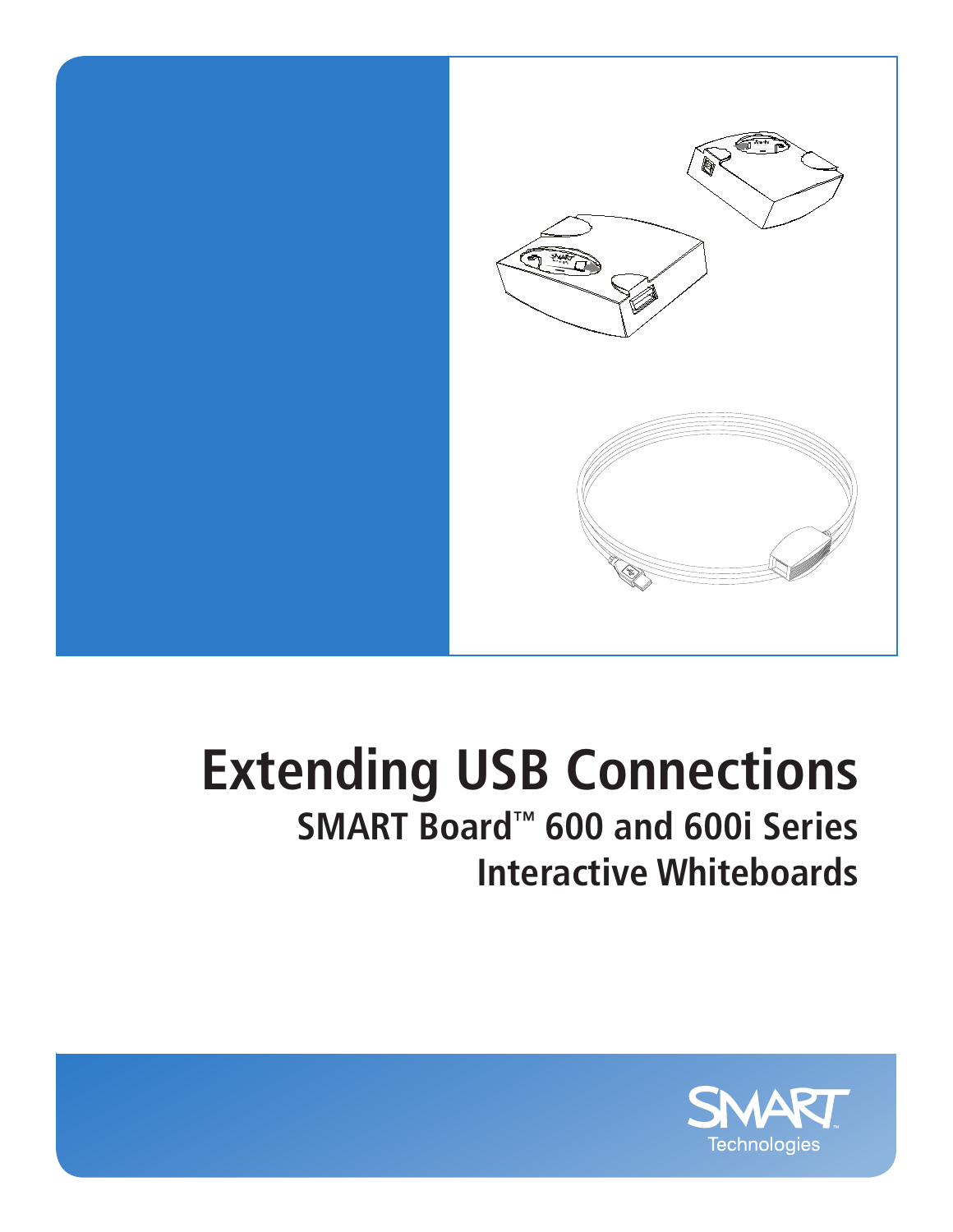# Extending USB Connections

## SMART Board™ 600 and 600i Series Interactive Whiteboards

SMART Technologies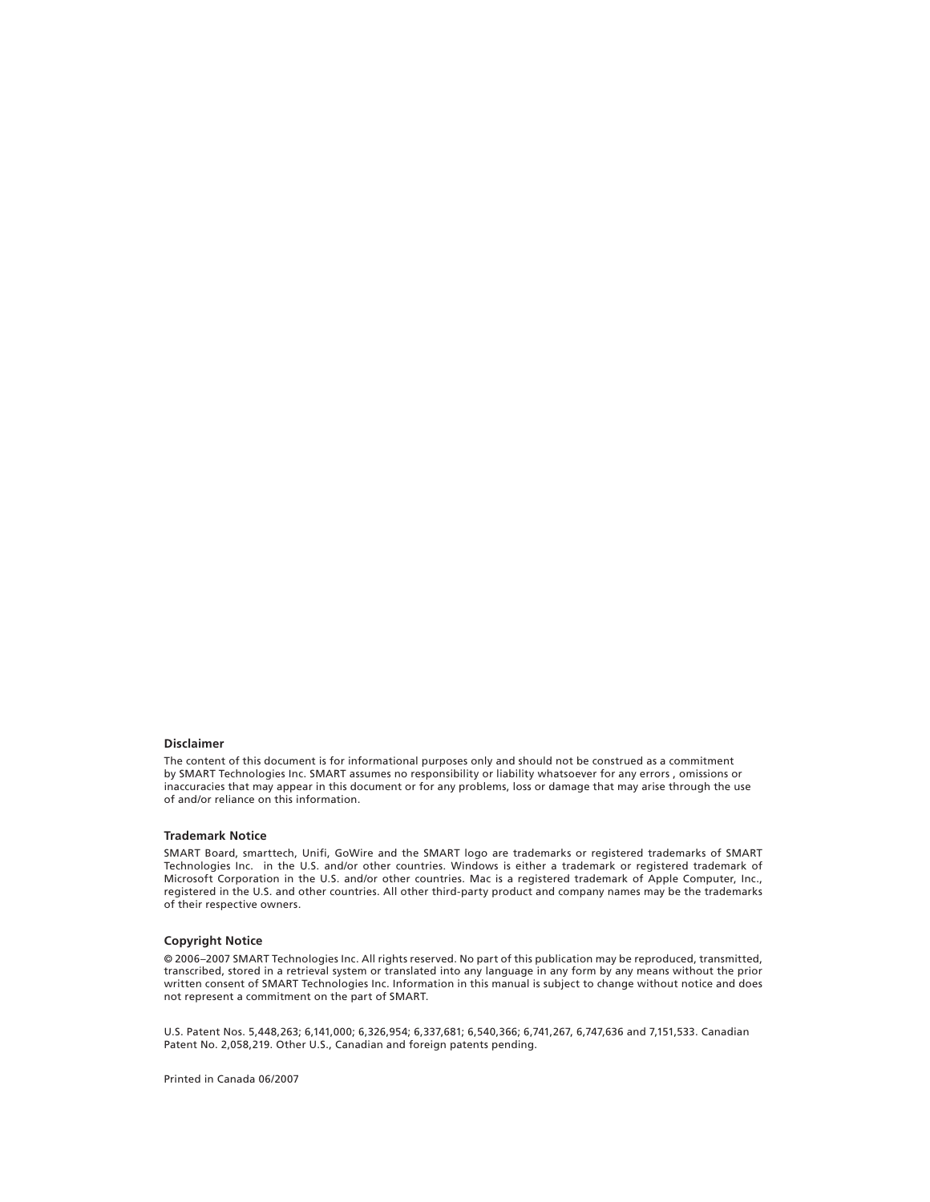**Disclaimer**

The content of this document is for informational purposes only and should not be construed as a commitment by SMART Technologies Inc. SMART assumes no responsibility or liability whatsoever for any errors , omissions or inaccuracies that may appear in this document or for any problems, loss or damage that may arise through the use of and/or reliance on this information.

**Trademark Notice**

SMART Board, smarttech, Unifi, GoWire and the SMART logo are trademarks or registered trademarks of SMART Technologies Inc. in the U.S. and/or other countries. Windows is either a trademark or registered trademark of Microsoft Corporation in the U.S. and/or other countries. Mac is a registered trademark of Apple Computer, Inc., registered in the U.S. and other countries. All other third-party product and company names may be the trademarks of their respective owners.

**Copyright Notice**

© 2006–2007 SMART Technologies Inc. All rights reserved. No part of this publication may be reproduced, transmitted, transcribed, stored in a retrieval system or translated into any language in any form by any means without the prior written consent of SMART Technologies Inc. Information in this manual is subject to change without notice and does not represent a commitment on the part of SMART.

U.S. Patent Nos. 5,448,263; 6,141,000; 6,326,954; 6,337,681; 6,540,366; 6,741,267, 6,747,636 and 7,151,533. Canadian Patent No. 2,058,219. Other U.S., Canadian and foreign patents pending.

Printed in Canada 06/2007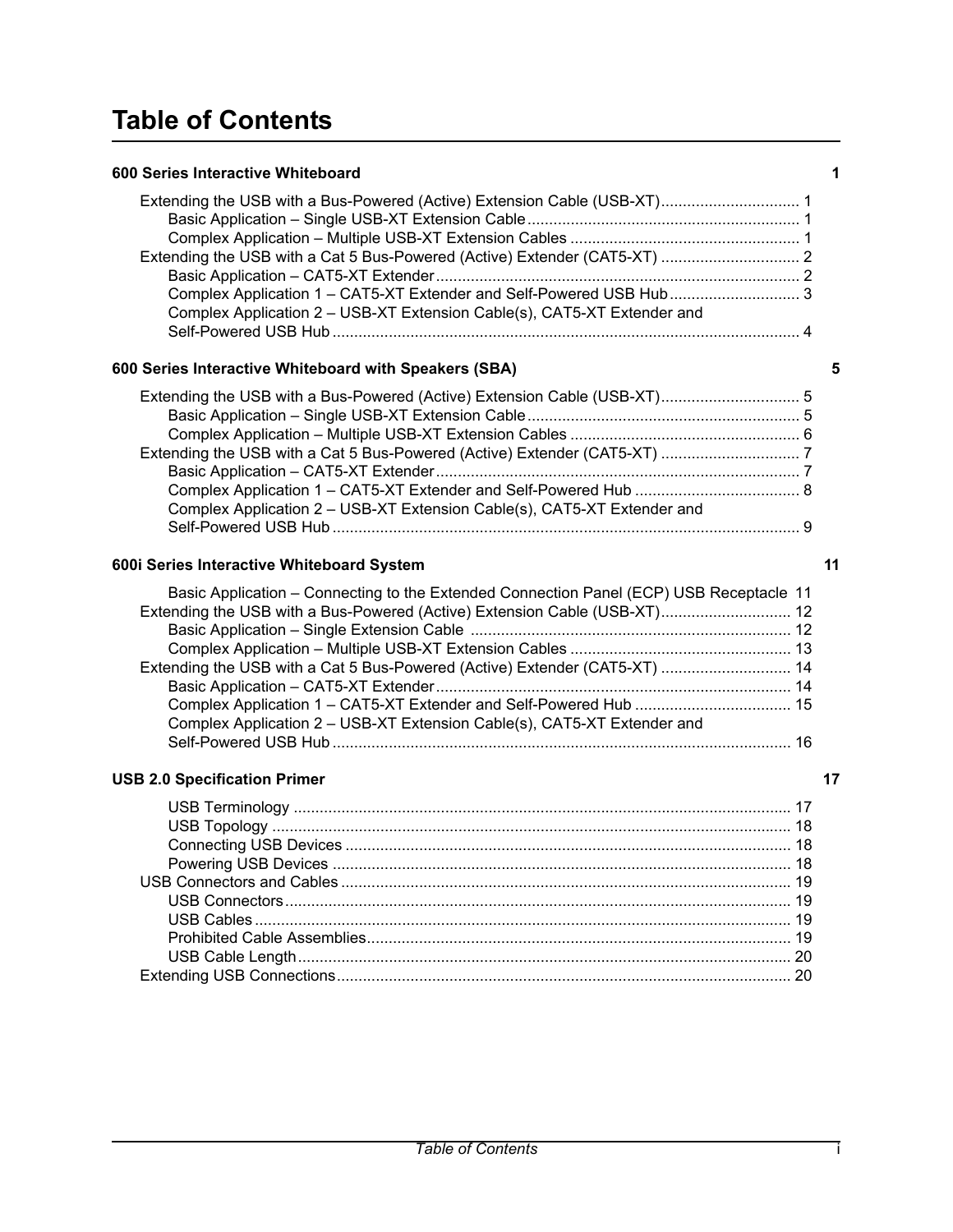# Table of Contents

**600 Series Interactive Whiteboard** 1

- Extending the USB with a Bus-Powered (Active) Extension Cable (USB-XT) ... 1
  - Basic Application – Single USB-XT Extension Cable ... 1
  - Complex Application – Multiple USB-XT Extension Cables ... 1
- Extending the USB with a Cat 5 Bus-Powered (Active) Extender (CAT5-XT) ... 2
  - Basic Application – CAT5-XT Extender ... 2
  - Complex Application 1 – CAT5-XT Extender and Self-Powered USB Hub ... 3
  - Complex Application 2 – USB-XT Extension Cable(s), CAT5-XT Extender and Self-Powered USB Hub ... 4

**600 Series Interactive Whiteboard with Speakers (SBA)** 5

- Extending the USB with a Bus-Powered (Active) Extension Cable (USB-XT) ... 5
  - Basic Application – Single USB-XT Extension Cable ... 5
  - Complex Application – Multiple USB-XT Extension Cables ... 6
- Extending the USB with a Cat 5 Bus-Powered (Active) Extender (CAT5-XT) ... 7
  - Basic Application – CAT5-XT Extender ... 7
  - Complex Application 1 – CAT5-XT Extender and Self-Powered Hub ... 8
  - Complex Application 2 – USB-XT Extension Cable(s), CAT5-XT Extender and Self-Powered USB Hub ... 9

**600i Series Interactive Whiteboard System** 11

- Basic Application – Connecting to the Extended Connection Panel (ECP) USB Receptacle 11
- Extending the USB with a Bus-Powered (Active) Extension Cable (USB-XT) ... 12
  - Basic Application – Single Extension Cable ... 12
  - Complex Application – Multiple USB-XT Extension Cables ... 13
- Extending the USB with a Cat 5 Bus-Powered (Active) Extender (CAT5-XT) ... 14
  - Basic Application – CAT5-XT Extender ... 14
  - Complex Application 1 – CAT5-XT Extender and Self-Powered Hub ... 15
  - Complex Application 2 – USB-XT Extension Cable(s), CAT5-XT Extender and Self-Powered USB Hub ... 16

**USB 2.0 Specification Primer** 17

- USB Terminology ... 17
- USB Topology ... 18
- Connecting USB Devices ... 18
- Powering USB Devices ... 18
- USB Connectors and Cables ... 19
  - USB Connectors ... 19
  - USB Cables ... 19
  - Prohibited Cable Assemblies ... 19
  - USB Cable Length ... 20
- Extending USB Connections ... 20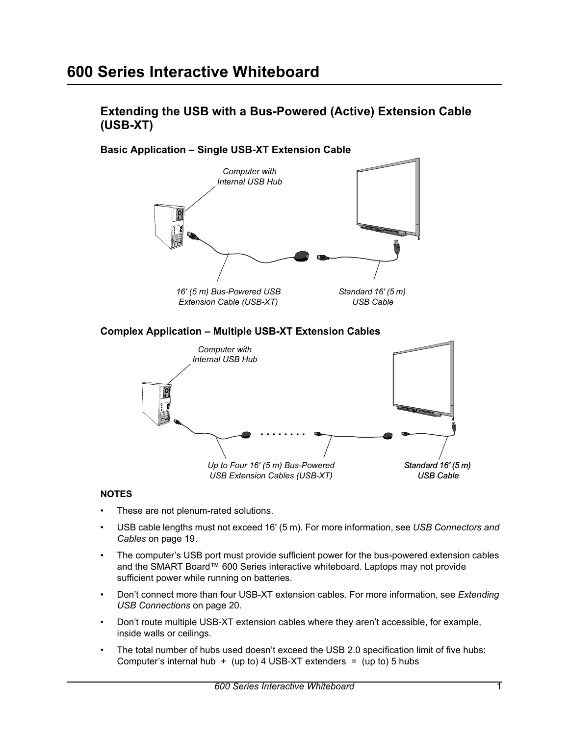# 600 Series Interactive Whiteboard

## Extending the USB with a Bus-Powered (Active) Extension Cable (USB-XT)

### Basic Application – Single USB-XT Extension Cable

*Computer with Internal USB Hub*

*16' (5 m) Bus-Powered USB Extension Cable (USB-XT)*

*Standard 16' (5 m) USB Cable*

### Complex Application – Multiple USB-XT Extension Cables

*Computer with Internal USB Hub*

*Up to Four 16' (5 m) Bus-Powered USB Extension Cables (USB-XT)*

*Standard 16' (5 m) USB Cable*

**NOTES**

- These are not plenum-rated solutions.
- USB cable lengths must not exceed 16' (5 m). For more information, see *USB Connectors and Cables* on page 19.
- The computer's USB port must provide sufficient power for the bus-powered extension cables and the SMART Board™ 600 Series interactive whiteboard. Laptops may not provide sufficient power while running on batteries.
- Don't connect more than four USB-XT extension cables. For more information, see *Extending USB Connections* on page 20.
- Don't route multiple USB-XT extension cables where they aren't accessible, for example, inside walls or ceilings.
- The total number of hubs used doesn't exceed the USB 2.0 specification limit of five hubs: Computer's internal hub + (up to) 4 USB-XT extenders = (up to) 5 hubs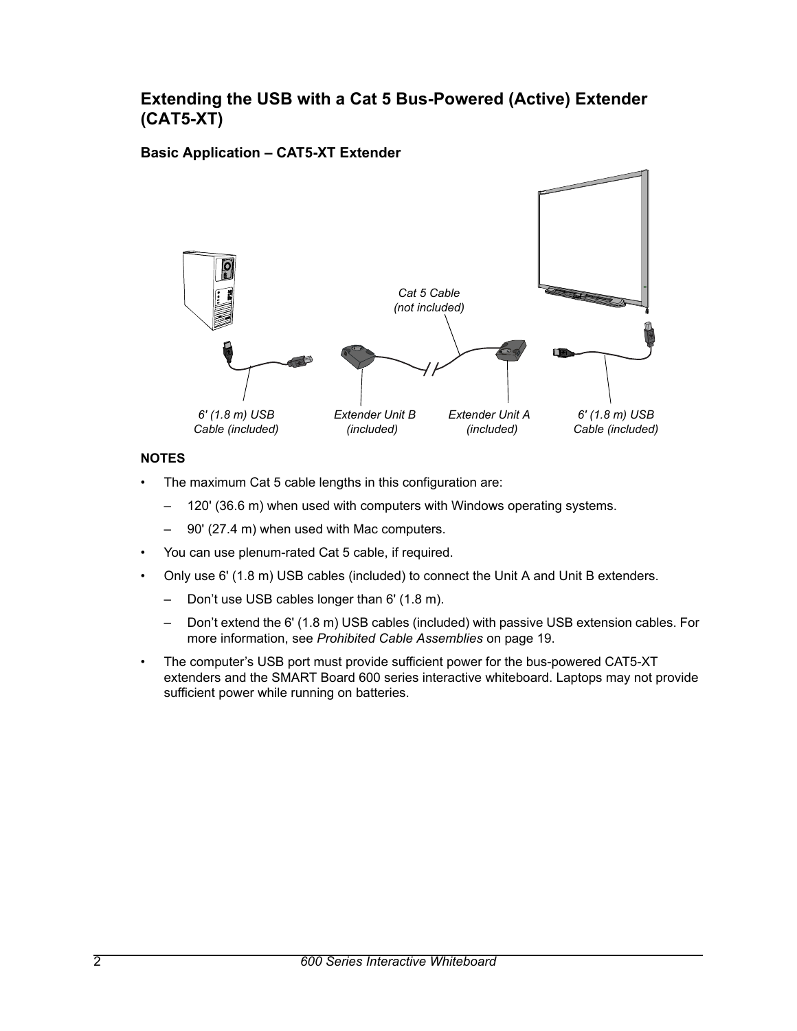## Extending the USB with a Cat 5 Bus-Powered (Active) Extender (CAT5-XT)

### Basic Application – CAT5-XT Extender

Cat 5 Cable (not included)

6' (1.8 m) USB Cable (included)

Extender Unit B (included)

Extender Unit A (included)

6' (1.8 m) USB Cable (included)

**NOTES**

- The maximum Cat 5 cable lengths in this configuration are:
  - 120' (36.6 m) when used with computers with Windows operating systems.
  - 90' (27.4 m) when used with Mac computers.
- You can use plenum-rated Cat 5 cable, if required.
- Only use 6' (1.8 m) USB cables (included) to connect the Unit A and Unit B extenders.
  - Don't use USB cables longer than 6' (1.8 m).
  - Don't extend the 6' (1.8 m) USB cables (included) with passive USB extension cables. For more information, see *Prohibited Cable Assemblies* on page 19.
- The computer's USB port must provide sufficient power for the bus-powered CAT5-XT extenders and the SMART Board 600 series interactive whiteboard. Laptops may not provide sufficient power while running on batteries.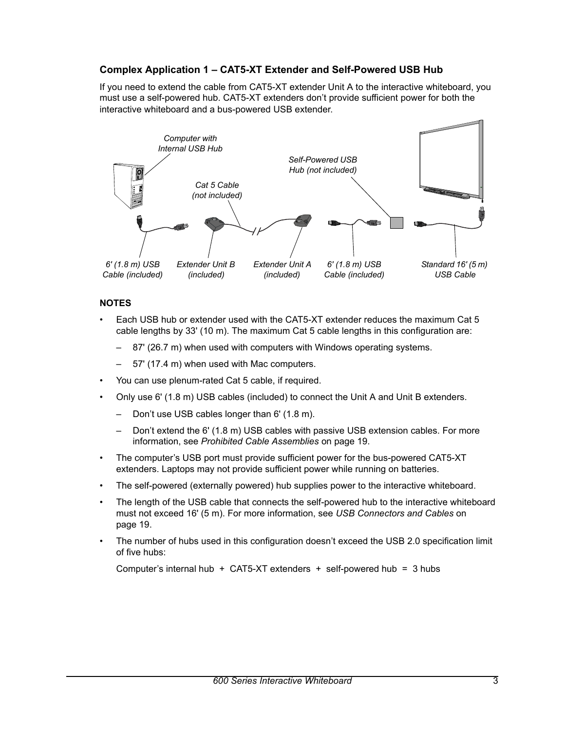### Complex Application 1 – CAT5-XT Extender and Self-Powered USB Hub

If you need to extend the cable from CAT5-XT extender Unit A to the interactive whiteboard, you must use a self-powered hub. CAT5-XT extenders don't provide sufficient power for both the interactive whiteboard and a bus-powered USB extender.

*Computer with Internal USB Hub*

*Cat 5 Cable (not included)*

*Self-Powered USB Hub (not included)*

*6' (1.8 m) USB Cable (included)* *Extender Unit B (included)* *Extender Unit A (included)* *6' (1.8 m) USB Cable (included)* *Standard 16' (5 m) USB Cable*

**NOTES**

- Each USB hub or extender used with the CAT5-XT extender reduces the maximum Cat 5 cable lengths by 33' (10 m). The maximum Cat 5 cable lengths in this configuration are:
  - 87' (26.7 m) when used with computers with Windows operating systems.
  - 57' (17.4 m) when used with Mac computers.
- You can use plenum-rated Cat 5 cable, if required.
- Only use 6' (1.8 m) USB cables (included) to connect the Unit A and Unit B extenders.
  - Don't use USB cables longer than 6' (1.8 m).
  - Don't extend the 6' (1.8 m) USB cables with passive USB extension cables. For more information, see *Prohibited Cable Assemblies* on page 19.
- The computer's USB port must provide sufficient power for the bus-powered CAT5-XT extenders. Laptops may not provide sufficient power while running on batteries.
- The self-powered (externally powered) hub supplies power to the interactive whiteboard.
- The length of the USB cable that connects the self-powered hub to the interactive whiteboard must not exceed 16' (5 m). For more information, see *USB Connectors and Cables* on page 19.
- The number of hubs used in this configuration doesn't exceed the USB 2.0 specification limit of five hubs:

  Computer's internal hub + CAT5-XT extenders + self-powered hub = 3 hubs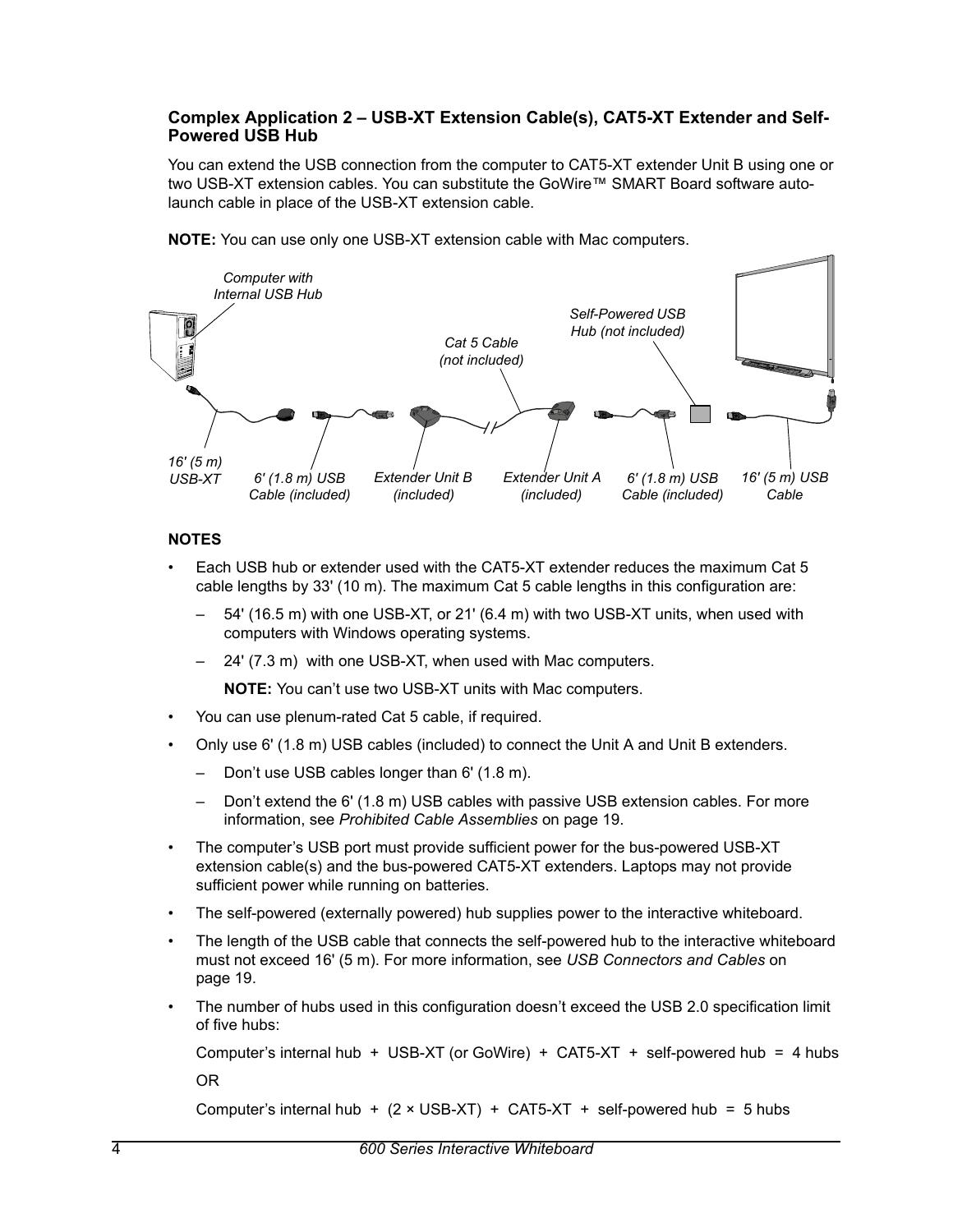### Complex Application 2 – USB-XT Extension Cable(s), CAT5-XT Extender and Self-Powered USB Hub

You can extend the USB connection from the computer to CAT5-XT extender Unit B using one or two USB-XT extension cables. You can substitute the GoWire™ SMART Board software auto-launch cable in place of the USB-XT extension cable.

**NOTE:** You can use only one USB-XT extension cable with Mac computers.

Computer with Internal USB Hub

Self-Powered USB Hub (not included)

Cat 5 Cable (not included)

16' (5 m) USB-XT

6' (1.8 m) USB Cable (included)

Extender Unit B (included)

Extender Unit A (included)

6' (1.8 m) USB Cable (included)

16' (5 m) USB Cable

**NOTES**

- Each USB hub or extender used with the CAT5-XT extender reduces the maximum Cat 5 cable lengths by 33' (10 m). The maximum Cat 5 cable lengths in this configuration are:
  - 54' (16.5 m) with one USB-XT, or 21' (6.4 m) with two USB-XT units, when used with computers with Windows operating systems.
  - 24' (7.3 m) with one USB-XT, when used with Mac computers.

    **NOTE:** You can't use two USB-XT units with Mac computers.
- You can use plenum-rated Cat 5 cable, if required.
- Only use 6' (1.8 m) USB cables (included) to connect the Unit A and Unit B extenders.
  - Don't use USB cables longer than 6' (1.8 m).
  - Don't extend the 6' (1.8 m) USB cables with passive USB extension cables. For more information, see *Prohibited Cable Assemblies* on page 19.
- The computer's USB port must provide sufficient power for the bus-powered USB-XT extension cable(s) and the bus-powered CAT5-XT extenders. Laptops may not provide sufficient power while running on batteries.
- The self-powered (externally powered) hub supplies power to the interactive whiteboard.
- The length of the USB cable that connects the self-powered hub to the interactive whiteboard must not exceed 16' (5 m). For more information, see *USB Connectors and Cables* on page 19.
- The number of hubs used in this configuration doesn't exceed the USB 2.0 specification limit of five hubs:

  Computer's internal hub + USB-XT (or GoWire) + CAT5-XT + self-powered hub = 4 hubs

  OR

  Computer's internal hub + (2 × USB-XT) + CAT5-XT + self-powered hub = 5 hubs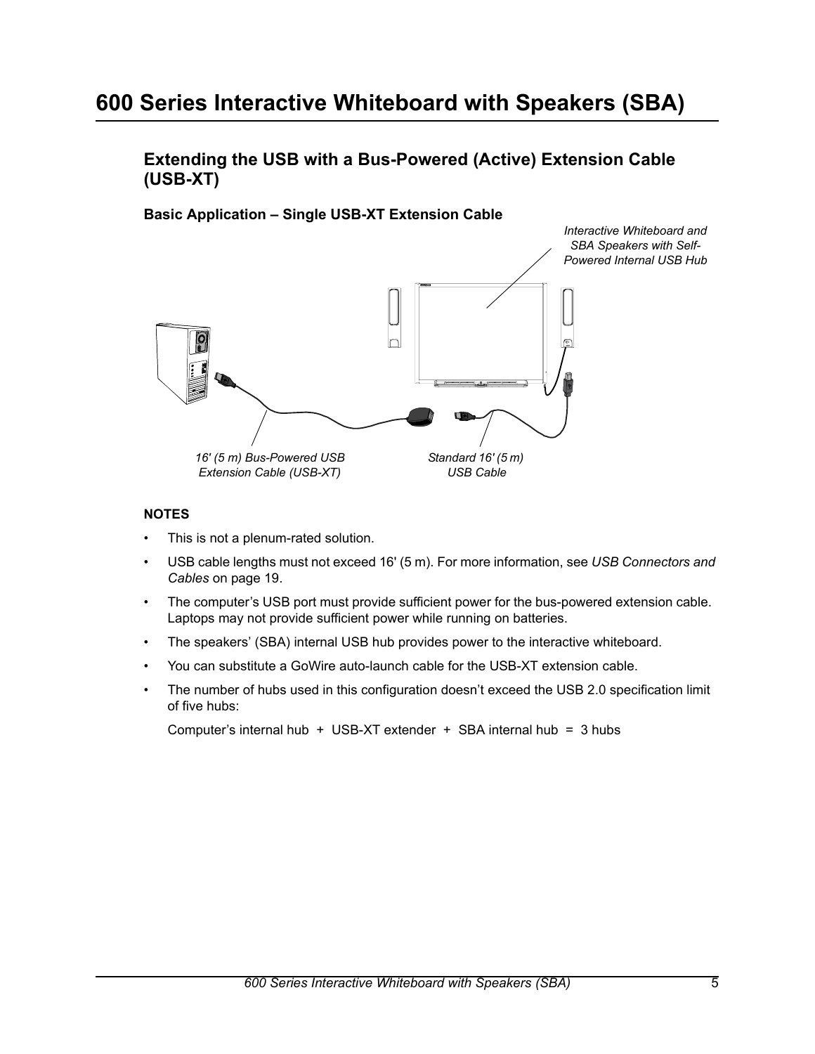# 600 Series Interactive Whiteboard with Speakers (SBA)

## Extending the USB with a Bus-Powered (Active) Extension Cable (USB-XT)

### Basic Application – Single USB-XT Extension Cable

*Interactive Whiteboard and SBA Speakers with Self-Powered Internal USB Hub*

*16' (5 m) Bus-Powered USB Extension Cable (USB-XT)*

*Standard 16' (5 m) USB Cable*

**NOTES**

- This is not a plenum-rated solution.
- USB cable lengths must not exceed 16' (5 m). For more information, see *USB Connectors and Cables* on page 19.
- The computer's USB port must provide sufficient power for the bus-powered extension cable. Laptops may not provide sufficient power while running on batteries.
- The speakers' (SBA) internal USB hub provides power to the interactive whiteboard.
- You can substitute a GoWire auto-launch cable for the USB-XT extension cable.
- The number of hubs used in this configuration doesn't exceed the USB 2.0 specification limit of five hubs:

  Computer's internal hub + USB-XT extender + SBA internal hub = 3 hubs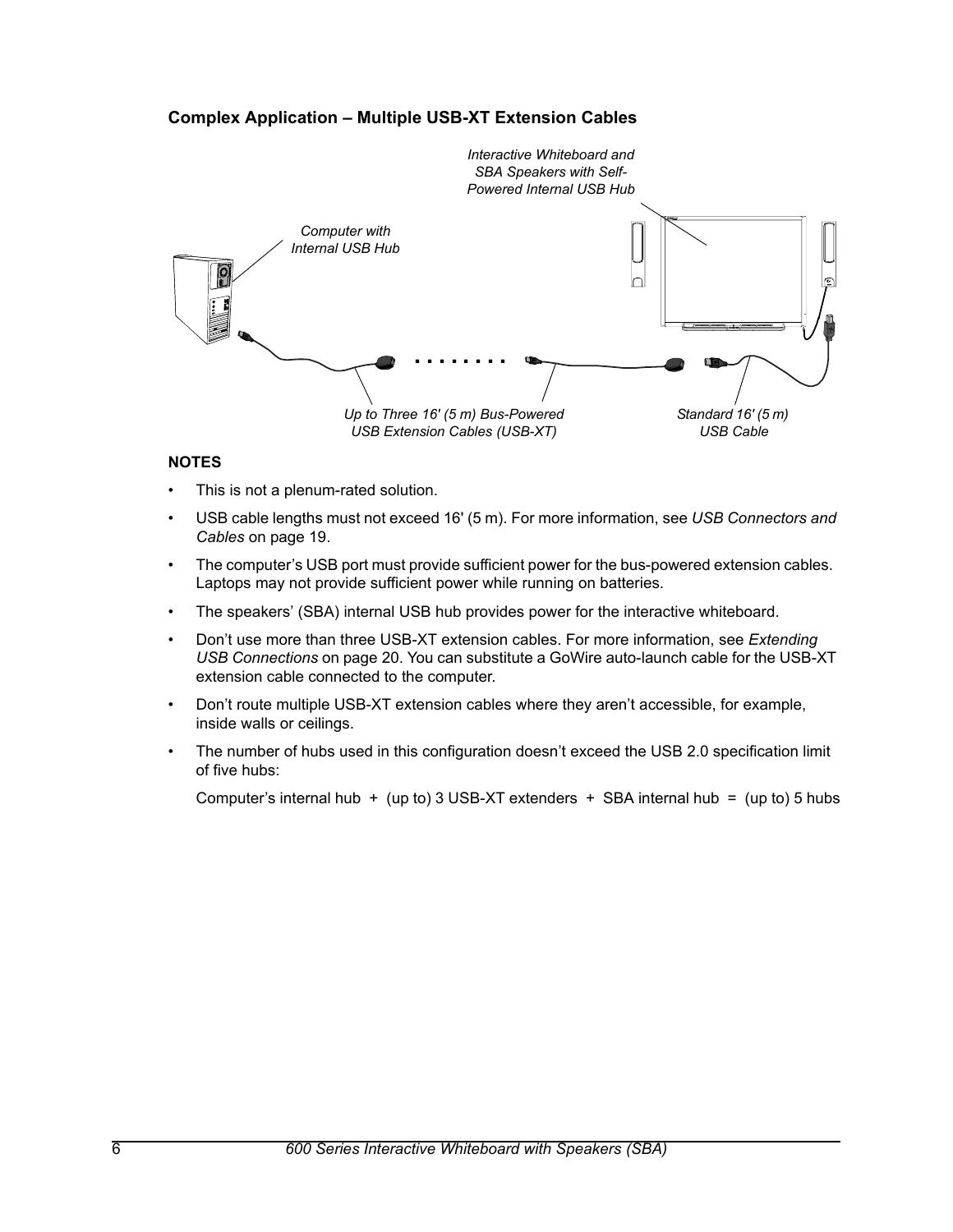### Complex Application – Multiple USB-XT Extension Cables

Interactive Whiteboard and SBA Speakers with Self-Powered Internal USB Hub

Computer with Internal USB Hub

Up to Three 16' (5 m) Bus-Powered USB Extension Cables (USB-XT)

Standard 16' (5 m) USB Cable

**NOTES**

- This is not a plenum-rated solution.
- USB cable lengths must not exceed 16' (5 m). For more information, see *USB Connectors and Cables* on page 19.
- The computer's USB port must provide sufficient power for the bus-powered extension cables. Laptops may not provide sufficient power while running on batteries.
- The speakers' (SBA) internal USB hub provides power for the interactive whiteboard.
- Don't use more than three USB-XT extension cables. For more information, see *Extending USB Connections* on page 20. You can substitute a GoWire auto-launch cable for the USB-XT extension cable connected to the computer.
- Don't route multiple USB-XT extension cables where they aren't accessible, for example, inside walls or ceilings.
- The number of hubs used in this configuration doesn't exceed the USB 2.0 specification limit of five hubs:

  Computer's internal hub + (up to) 3 USB-XT extenders + SBA internal hub = (up to) 5 hubs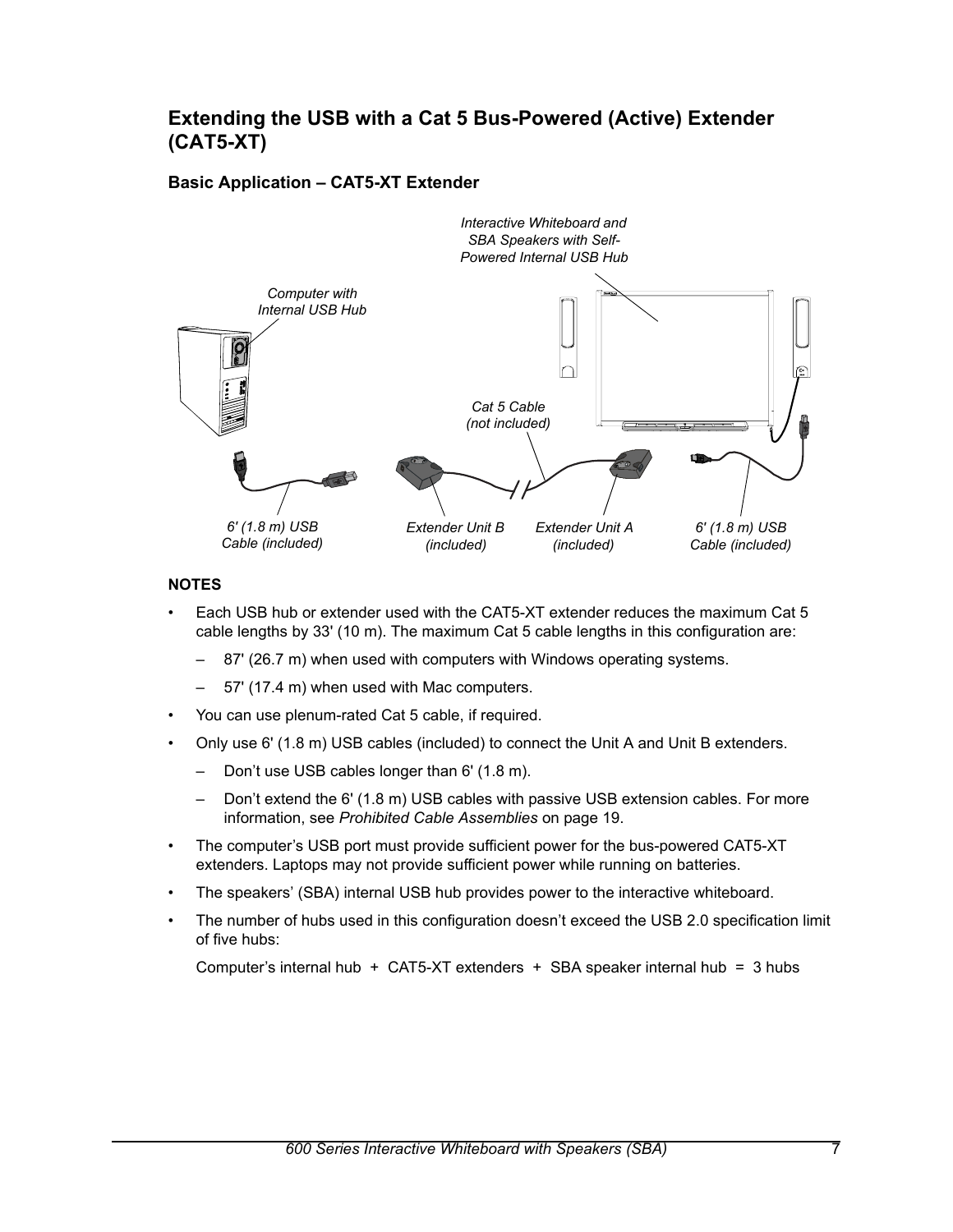## Extending the USB with a Cat 5 Bus-Powered (Active) Extender (CAT5-XT)

### Basic Application – CAT5-XT Extender

*Interactive Whiteboard and SBA Speakers with Self-Powered Internal USB Hub*

*Computer with Internal USB Hub*

*Cat 5 Cable (not included)*

*6' (1.8 m) USB Cable (included)*

*Extender Unit B (included)*

*Extender Unit A (included)*

*6' (1.8 m) USB Cable (included)*

**NOTES**

- Each USB hub or extender used with the CAT5-XT extender reduces the maximum Cat 5 cable lengths by 33' (10 m). The maximum Cat 5 cable lengths in this configuration are:
  - 87' (26.7 m) when used with computers with Windows operating systems.
  - 57' (17.4 m) when used with Mac computers.
- You can use plenum-rated Cat 5 cable, if required.
- Only use 6' (1.8 m) USB cables (included) to connect the Unit A and Unit B extenders.
  - Don't use USB cables longer than 6' (1.8 m).
  - Don't extend the 6' (1.8 m) USB cables with passive USB extension cables. For more information, see *Prohibited Cable Assemblies* on page 19.
- The computer's USB port must provide sufficient power for the bus-powered CAT5-XT extenders. Laptops may not provide sufficient power while running on batteries.
- The speakers' (SBA) internal USB hub provides power to the interactive whiteboard.
- The number of hubs used in this configuration doesn't exceed the USB 2.0 specification limit of five hubs:

  Computer's internal hub + CAT5-XT extenders + SBA speaker internal hub = 3 hubs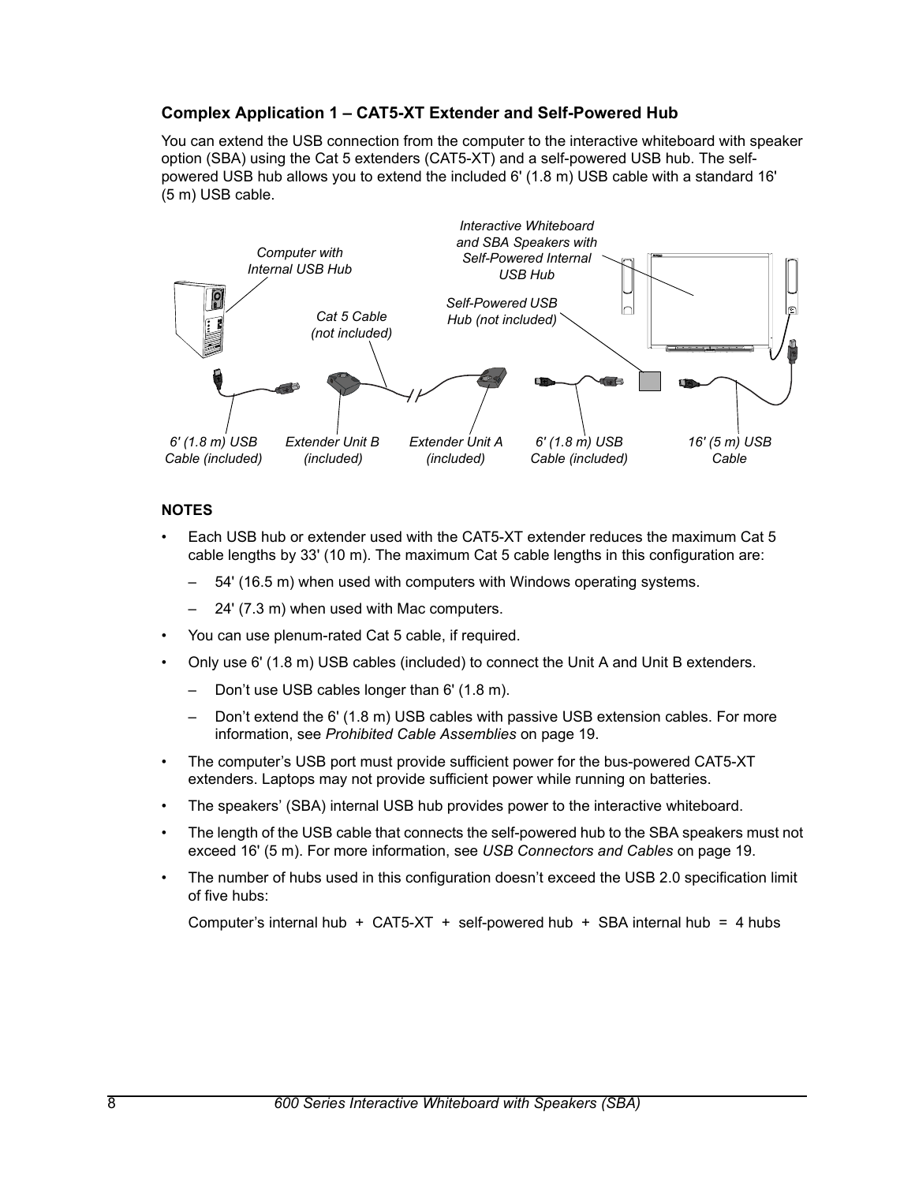### Complex Application 1 – CAT5-XT Extender and Self-Powered Hub

You can extend the USB connection from the computer to the interactive whiteboard with speaker option (SBA) using the Cat 5 extenders (CAT5-XT) and a self-powered USB hub. The self-powered USB hub allows you to extend the included 6' (1.8 m) USB cable with a standard 16' (5 m) USB cable.

*Computer with Internal USB Hub*

*Interactive Whiteboard and SBA Speakers with Self-Powered Internal USB Hub*

*Cat 5 Cable (not included)*

*Self-Powered USB Hub (not included)*

*6' (1.8 m) USB Cable (included)*

*Extender Unit B (included)*

*Extender Unit A (included)*

*6' (1.8 m) USB Cable (included)*

*16' (5 m) USB Cable*

**NOTES**

- Each USB hub or extender used with the CAT5-XT extender reduces the maximum Cat 5 cable lengths by 33' (10 m). The maximum Cat 5 cable lengths in this configuration are:
  - 54' (16.5 m) when used with computers with Windows operating systems.
  - 24' (7.3 m) when used with Mac computers.
- You can use plenum-rated Cat 5 cable, if required.
- Only use 6' (1.8 m) USB cables (included) to connect the Unit A and Unit B extenders.
  - Don't use USB cables longer than 6' (1.8 m).
  - Don't extend the 6' (1.8 m) USB cables with passive USB extension cables. For more information, see *Prohibited Cable Assemblies* on page 19.
- The computer's USB port must provide sufficient power for the bus-powered CAT5-XT extenders. Laptops may not provide sufficient power while running on batteries.
- The speakers' (SBA) internal USB hub provides power to the interactive whiteboard.
- The length of the USB cable that connects the self-powered hub to the SBA speakers must not exceed 16' (5 m). For more information, see *USB Connectors and Cables* on page 19.
- The number of hubs used in this configuration doesn't exceed the USB 2.0 specification limit of five hubs:

  Computer's internal hub + CAT5-XT + self-powered hub + SBA internal hub = 4 hubs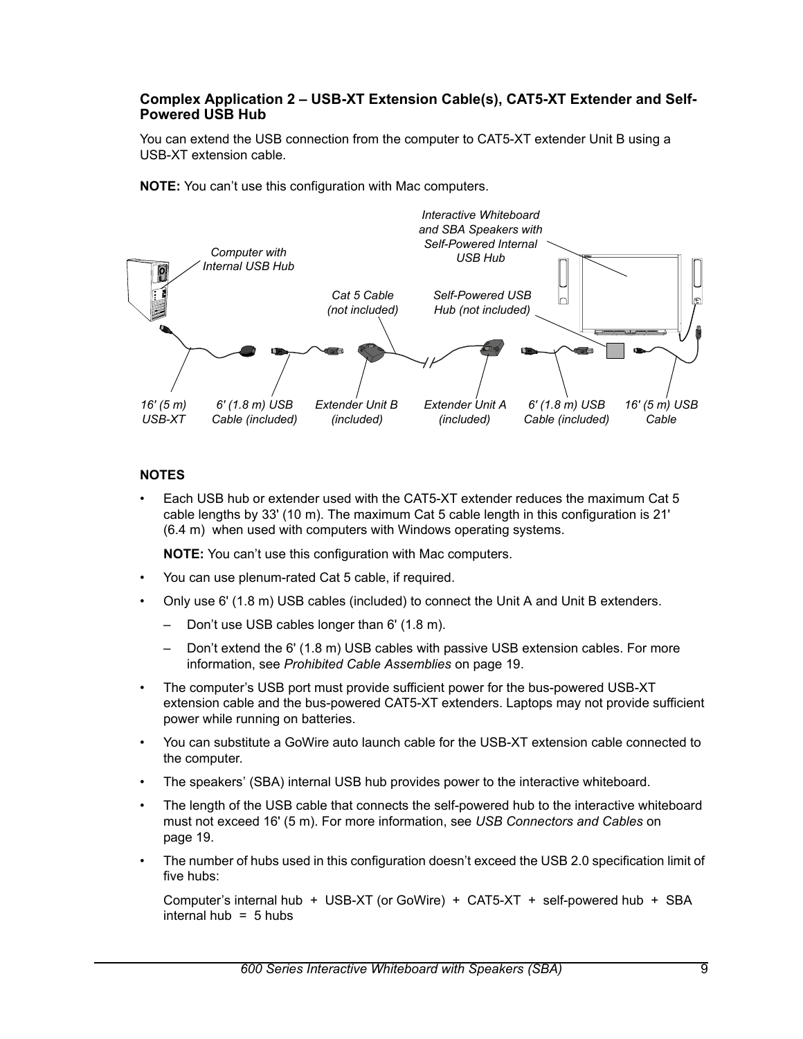### Complex Application 2 – USB-XT Extension Cable(s), CAT5-XT Extender and Self-Powered USB Hub

You can extend the USB connection from the computer to CAT5-XT extender Unit B using a USB-XT extension cable.

**NOTE:** You can't use this configuration with Mac computers.

*Computer with Internal USB Hub*

*Interactive Whiteboard and SBA Speakers with Self-Powered Internal USB Hub*

*Cat 5 Cable (not included)*

*Self-Powered USB Hub (not included)*

*16' (5 m) USB-XT*

*6' (1.8 m) USB Cable (included)*

*Extender Unit B (included)*

*Extender Unit A (included)*

*6' (1.8 m) USB Cable (included)*

*16' (5 m) USB Cable*

**NOTES**

- Each USB hub or extender used with the CAT5-XT extender reduces the maximum Cat 5 cable lengths by 33' (10 m). The maximum Cat 5 cable length in this configuration is 21' (6.4 m) when used with computers with Windows operating systems.

  **NOTE:** You can't use this configuration with Mac computers.

- You can use plenum-rated Cat 5 cable, if required.
- Only use 6' (1.8 m) USB cables (included) to connect the Unit A and Unit B extenders.
  - Don't use USB cables longer than 6' (1.8 m).
  - Don't extend the 6' (1.8 m) USB cables with passive USB extension cables. For more information, see *Prohibited Cable Assemblies* on page 19.
- The computer's USB port must provide sufficient power for the bus-powered USB-XT extension cable and the bus-powered CAT5-XT extenders. Laptops may not provide sufficient power while running on batteries.
- You can substitute a GoWire auto launch cable for the USB-XT extension cable connected to the computer.
- The speakers' (SBA) internal USB hub provides power to the interactive whiteboard.
- The length of the USB cable that connects the self-powered hub to the interactive whiteboard must not exceed 16' (5 m). For more information, see *USB Connectors and Cables* on page 19.
- The number of hubs used in this configuration doesn't exceed the USB 2.0 specification limit of five hubs:

  Computer's internal hub + USB-XT (or GoWire) + CAT5-XT + self-powered hub + SBA internal hub = 5 hubs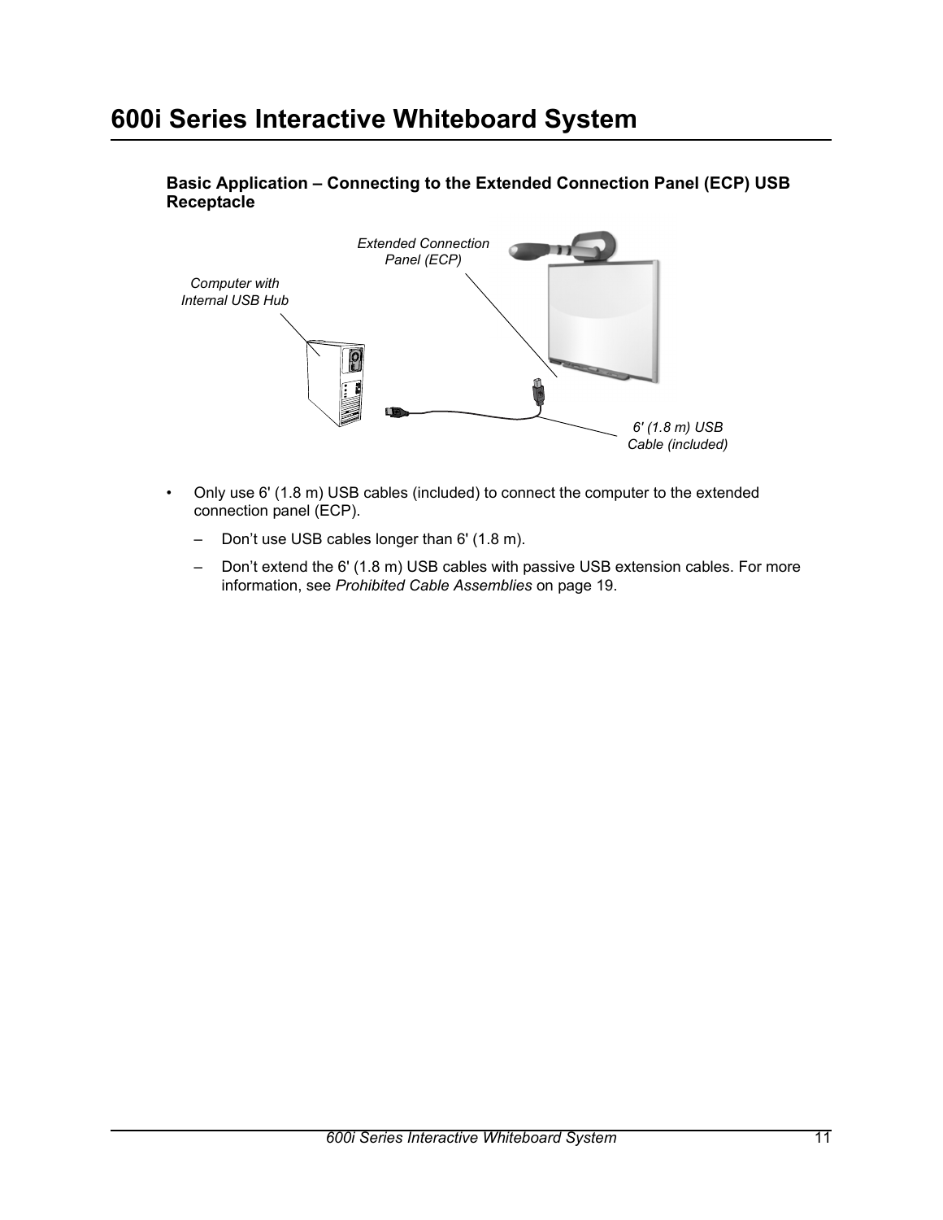# 600i Series Interactive Whiteboard System

### Basic Application – Connecting to the Extended Connection Panel (ECP) USB Receptacle

*Extended Connection Panel (ECP)*

*Computer with Internal USB Hub*

*6' (1.8 m) USB Cable (included)*

- Only use 6' (1.8 m) USB cables (included) to connect the computer to the extended connection panel (ECP).
  - Don't use USB cables longer than 6' (1.8 m).
  - Don't extend the 6' (1.8 m) USB cables with passive USB extension cables. For more information, see *Prohibited Cable Assemblies* on page 19.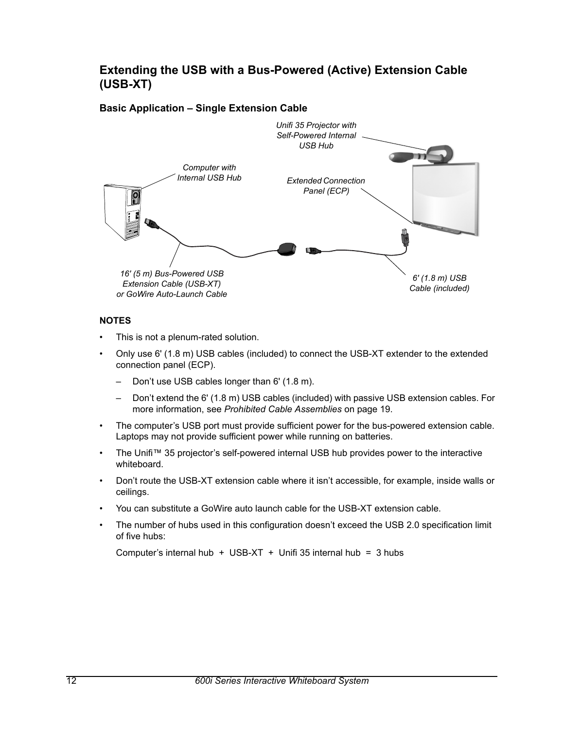## Extending the USB with a Bus-Powered (Active) Extension Cable (USB-XT)

### Basic Application – Single Extension Cable

*Unifi 35 Projector with Self-Powered Internal USB Hub*

*Computer with Internal USB Hub*

*Extended Connection Panel (ECP)*

*16' (5 m) Bus-Powered USB Extension Cable (USB-XT) or GoWire Auto-Launch Cable*

*6' (1.8 m) USB Cable (included)*

**NOTES**

- This is not a plenum-rated solution.
- Only use 6' (1.8 m) USB cables (included) to connect the USB-XT extender to the extended connection panel (ECP).
  - Don't use USB cables longer than 6' (1.8 m).
  - Don't extend the 6' (1.8 m) USB cables (included) with passive USB extension cables. For more information, see *Prohibited Cable Assemblies* on page 19.
- The computer's USB port must provide sufficient power for the bus-powered extension cable. Laptops may not provide sufficient power while running on batteries.
- The Unifi™ 35 projector's self-powered internal USB hub provides power to the interactive whiteboard.
- Don't route the USB-XT extension cable where it isn't accessible, for example, inside walls or ceilings.
- You can substitute a GoWire auto launch cable for the USB-XT extension cable.
- The number of hubs used in this configuration doesn't exceed the USB 2.0 specification limit of five hubs:

  Computer's internal hub + USB-XT + Unifi 35 internal hub = 3 hubs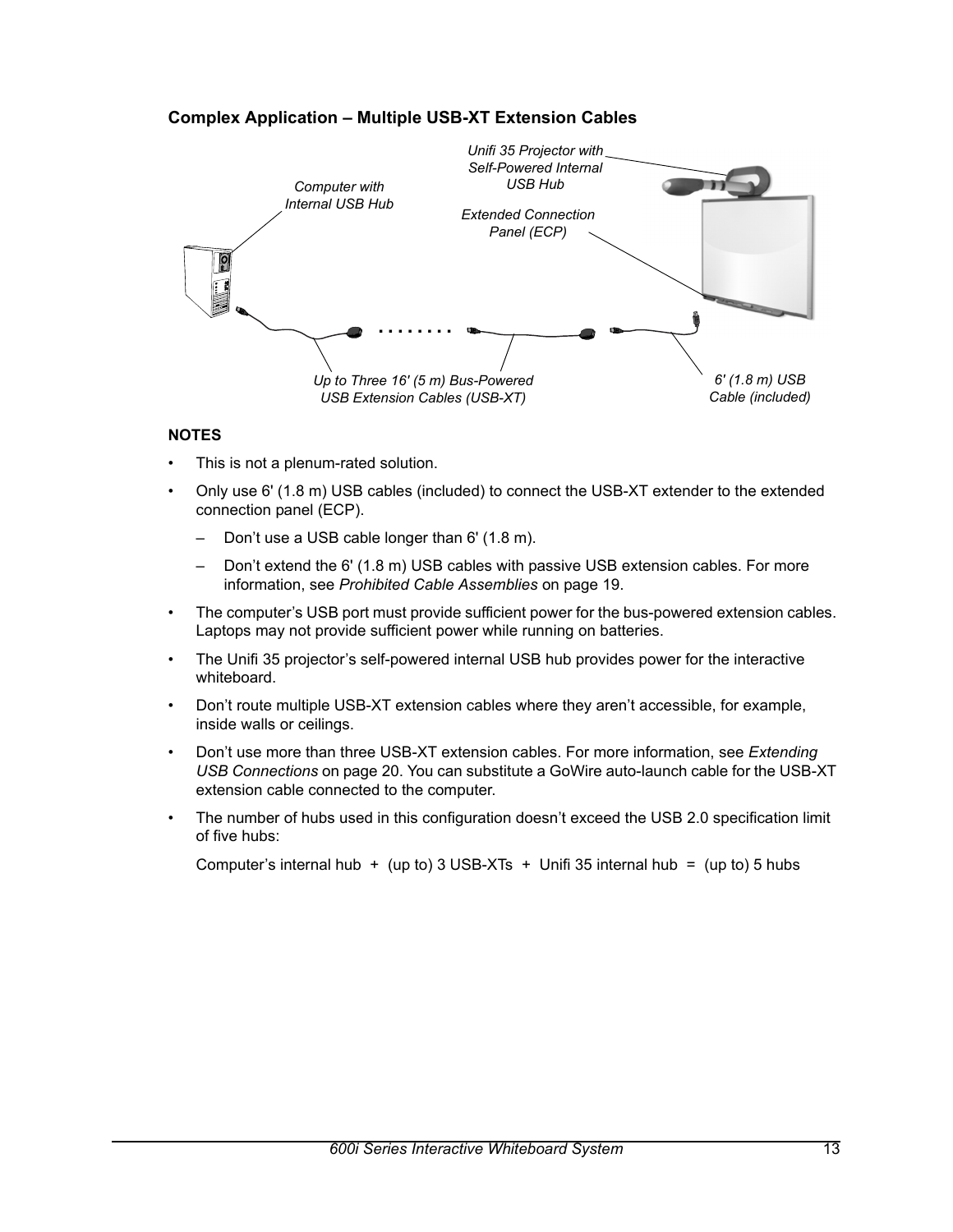### Complex Application – Multiple USB-XT Extension Cables

Computer with Internal USB Hub

Unifi 35 Projector with Self-Powered Internal USB Hub

Extended Connection Panel (ECP)

Up to Three 16' (5 m) Bus-Powered USB Extension Cables (USB-XT)

6' (1.8 m) USB Cable (included)

**NOTES**

- This is not a plenum-rated solution.
- Only use 6' (1.8 m) USB cables (included) to connect the USB-XT extender to the extended connection panel (ECP).
  - Don't use a USB cable longer than 6' (1.8 m).
  - Don't extend the 6' (1.8 m) USB cables with passive USB extension cables. For more information, see *Prohibited Cable Assemblies* on page 19.
- The computer's USB port must provide sufficient power for the bus-powered extension cables. Laptops may not provide sufficient power while running on batteries.
- The Unifi 35 projector's self-powered internal USB hub provides power for the interactive whiteboard.
- Don't route multiple USB-XT extension cables where they aren't accessible, for example, inside walls or ceilings.
- Don't use more than three USB-XT extension cables. For more information, see *Extending USB Connections* on page 20. You can substitute a GoWire auto-launch cable for the USB-XT extension cable connected to the computer.
- The number of hubs used in this configuration doesn't exceed the USB 2.0 specification limit of five hubs:

  Computer's internal hub + (up to) 3 USB-XTs + Unifi 35 internal hub = (up to) 5 hubs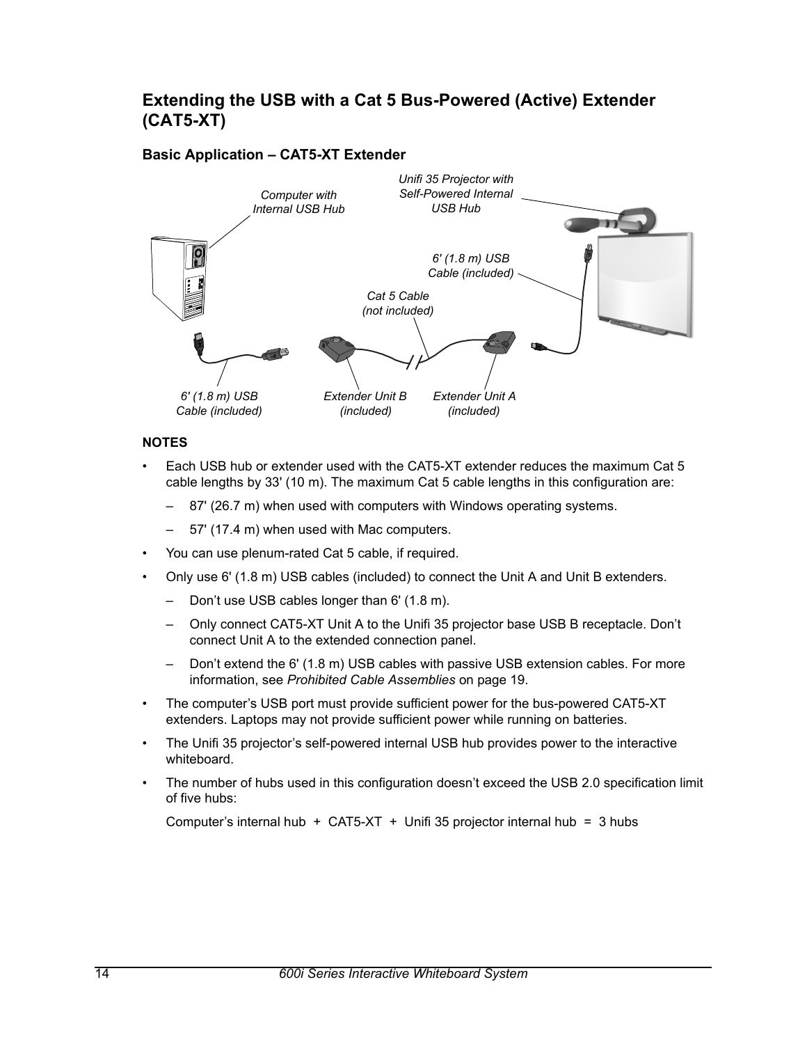## Extending the USB with a Cat 5 Bus-Powered (Active) Extender (CAT5-XT)

### Basic Application – CAT5-XT Extender

**NOTES**

- Each USB hub or extender used with the CAT5-XT extender reduces the maximum Cat 5 cable lengths by 33' (10 m). The maximum Cat 5 cable lengths in this configuration are:
  - 87' (26.7 m) when used with computers with Windows operating systems.
  - 57' (17.4 m) when used with Mac computers.
- You can use plenum-rated Cat 5 cable, if required.
- Only use 6' (1.8 m) USB cables (included) to connect the Unit A and Unit B extenders.
  - Don't use USB cables longer than 6' (1.8 m).
  - Only connect CAT5-XT Unit A to the Unifi 35 projector base USB B receptacle. Don't connect Unit A to the extended connection panel.
  - Don't extend the 6' (1.8 m) USB cables with passive USB extension cables. For more information, see *Prohibited Cable Assemblies* on page 19.
- The computer's USB port must provide sufficient power for the bus-powered CAT5-XT extenders. Laptops may not provide sufficient power while running on batteries.
- The Unifi 35 projector's self-powered internal USB hub provides power to the interactive whiteboard.
- The number of hubs used in this configuration doesn't exceed the USB 2.0 specification limit of five hubs:

  Computer's internal hub + CAT5-XT + Unifi 35 projector internal hub = 3 hubs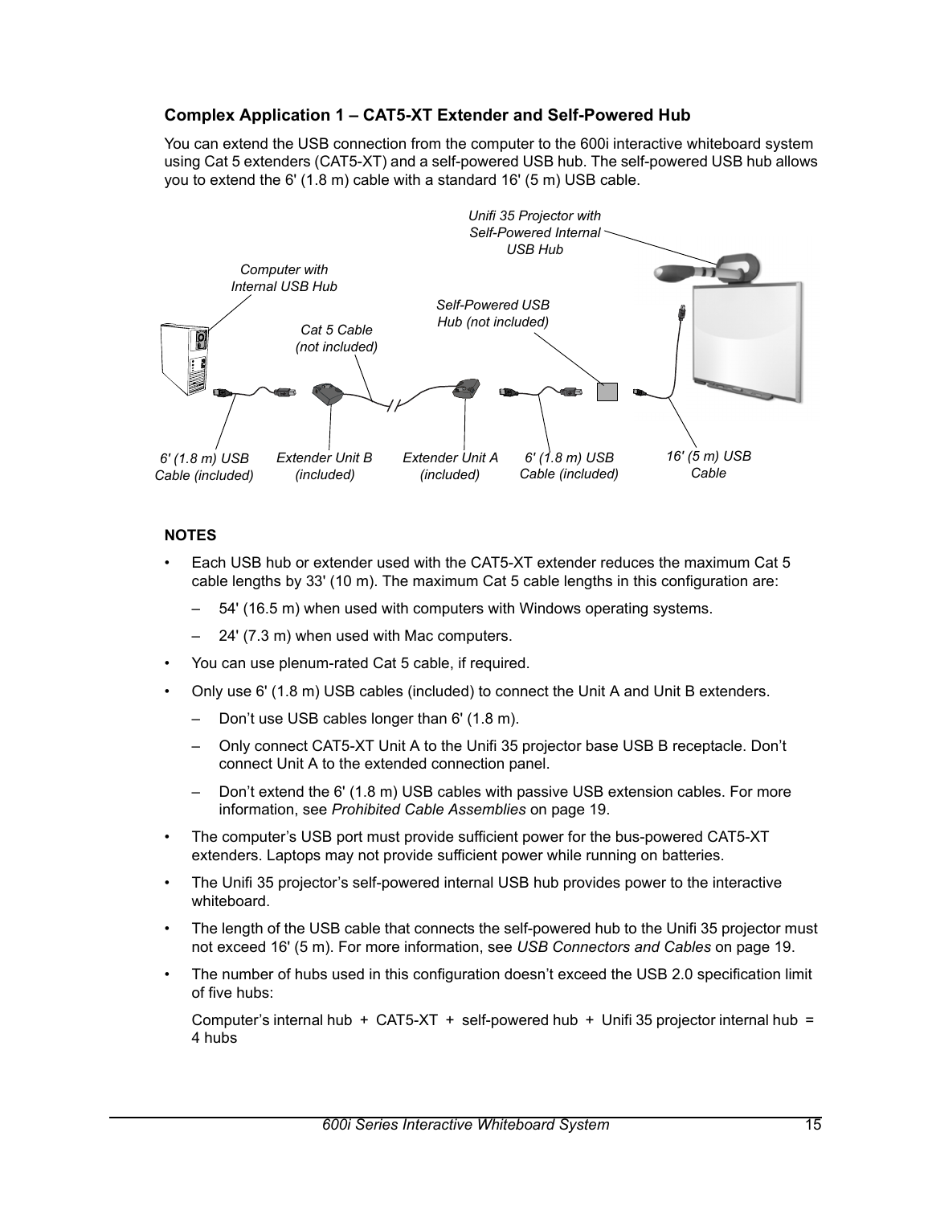### Complex Application 1 – CAT5-XT Extender and Self-Powered Hub

You can extend the USB connection from the computer to the 600i interactive whiteboard system using Cat 5 extenders (CAT5-XT) and a self-powered USB hub. The self-powered USB hub allows you to extend the 6' (1.8 m) cable with a standard 16' (5 m) USB cable.

**NOTES**

- Each USB hub or extender used with the CAT5-XT extender reduces the maximum Cat 5 cable lengths by 33' (10 m). The maximum Cat 5 cable lengths in this configuration are:
  - 54' (16.5 m) when used with computers with Windows operating systems.
  - 24' (7.3 m) when used with Mac computers.
- You can use plenum-rated Cat 5 cable, if required.
- Only use 6' (1.8 m) USB cables (included) to connect the Unit A and Unit B extenders.
  - Don't use USB cables longer than 6' (1.8 m).
  - Only connect CAT5-XT Unit A to the Unifi 35 projector base USB B receptacle. Don't connect Unit A to the extended connection panel.
  - Don't extend the 6' (1.8 m) USB cables with passive USB extension cables. For more information, see *Prohibited Cable Assemblies* on page 19.
- The computer's USB port must provide sufficient power for the bus-powered CAT5-XT extenders. Laptops may not provide sufficient power while running on batteries.
- The Unifi 35 projector's self-powered internal USB hub provides power to the interactive whiteboard.
- The length of the USB cable that connects the self-powered hub to the Unifi 35 projector must not exceed 16' (5 m). For more information, see *USB Connectors and Cables* on page 19.
- The number of hubs used in this configuration doesn't exceed the USB 2.0 specification limit of five hubs:

  Computer's internal hub + CAT5-XT + self-powered hub + Unifi 35 projector internal hub = 4 hubs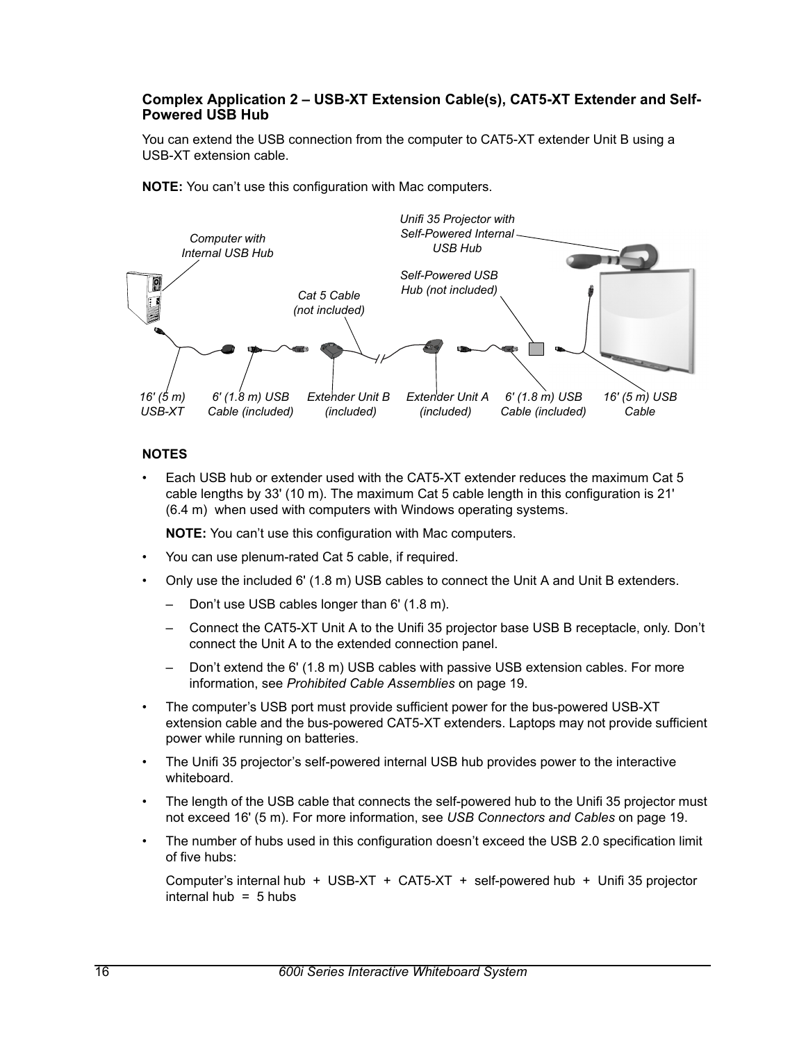### Complex Application 2 – USB-XT Extension Cable(s), CAT5-XT Extender and Self-Powered USB Hub

You can extend the USB connection from the computer to CAT5-XT extender Unit B using a USB-XT extension cable.

**NOTE:** You can't use this configuration with Mac computers.

**NOTES**

- Each USB hub or extender used with the CAT5-XT extender reduces the maximum Cat 5 cable lengths by 33' (10 m). The maximum Cat 5 cable length in this configuration is 21' (6.4 m) when used with computers with Windows operating systems.

  **NOTE:** You can't use this configuration with Mac computers.

- You can use plenum-rated Cat 5 cable, if required.
- Only use the included 6' (1.8 m) USB cables to connect the Unit A and Unit B extenders.
  - Don't use USB cables longer than 6' (1.8 m).
  - Connect the CAT5-XT Unit A to the Unifi 35 projector base USB B receptacle, only. Don't connect the Unit A to the extended connection panel.
  - Don't extend the 6' (1.8 m) USB cables with passive USB extension cables. For more information, see *Prohibited Cable Assemblies* on page 19.
- The computer's USB port must provide sufficient power for the bus-powered USB-XT extension cable and the bus-powered CAT5-XT extenders. Laptops may not provide sufficient power while running on batteries.
- The Unifi 35 projector's self-powered internal USB hub provides power to the interactive whiteboard.
- The length of the USB cable that connects the self-powered hub to the Unifi 35 projector must not exceed 16' (5 m). For more information, see *USB Connectors and Cables* on page 19.
- The number of hubs used in this configuration doesn't exceed the USB 2.0 specification limit of five hubs:

  Computer's internal hub + USB-XT + CAT5-XT + self-powered hub + Unifi 35 projector internal hub = 5 hubs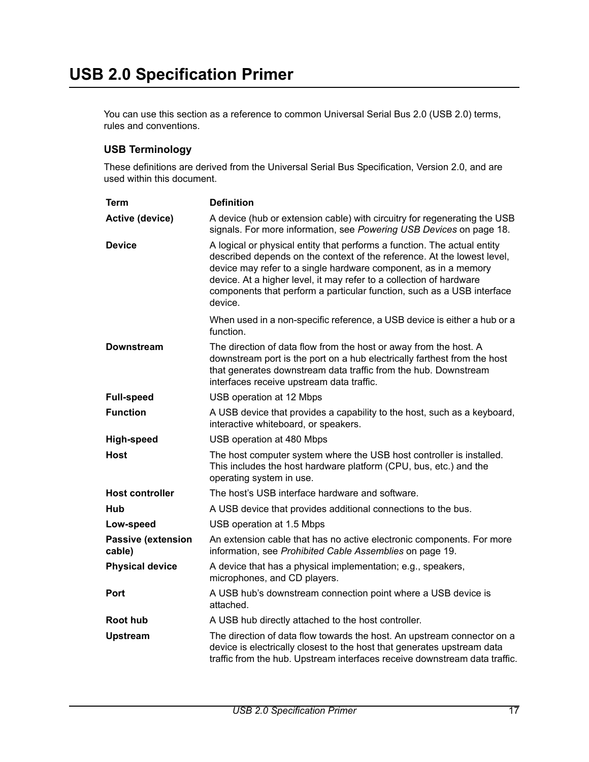# USB 2.0 Specification Primer

You can use this section as a reference to common Universal Serial Bus 2.0 (USB 2.0) terms, rules and conventions.

## USB Terminology

These definitions are derived from the Universal Serial Bus Specification, Version 2.0, and are used within this document.

| Term | Definition |
|---|---|
| **Active (device)** | A device (hub or extension cable) with circuitry for regenerating the USB signals. For more information, see *Powering USB Devices* on page 18. |
| **Device** | A logical or physical entity that performs a function. The actual entity described depends on the context of the reference. At the lowest level, device may refer to a single hardware component, as in a memory device. At a higher level, it may refer to a collection of hardware components that perform a particular function, such as a USB interface device.<br><br>When used in a non-specific reference, a USB device is either a hub or a function. |
| **Downstream** | The direction of data flow from the host or away from the host. A downstream port is the port on a hub electrically farthest from the host that generates downstream data traffic from the hub. Downstream interfaces receive upstream data traffic. |
| **Full-speed** | USB operation at 12 Mbps |
| **Function** | A USB device that provides a capability to the host, such as a keyboard, interactive whiteboard, or speakers. |
| **High-speed** | USB operation at 480 Mbps |
| **Host** | The host computer system where the USB host controller is installed. This includes the host hardware platform (CPU, bus, etc.) and the operating system in use. |
| **Host controller** | The host's USB interface hardware and software. |
| **Hub** | A USB device that provides additional connections to the bus. |
| **Low-speed** | USB operation at 1.5 Mbps |
| **Passive (extension cable)** | An extension cable that has no active electronic components. For more information, see *Prohibited Cable Assemblies* on page 19. |
| **Physical device** | A device that has a physical implementation; e.g., speakers, microphones, and CD players. |
| **Port** | A USB hub's downstream connection point where a USB device is attached. |
| **Root hub** | A USB hub directly attached to the host controller. |
| **Upstream** | The direction of data flow towards the host. An upstream connector on a device is electrically closest to the host that generates upstream data traffic from the hub. Upstream interfaces receive downstream data traffic. |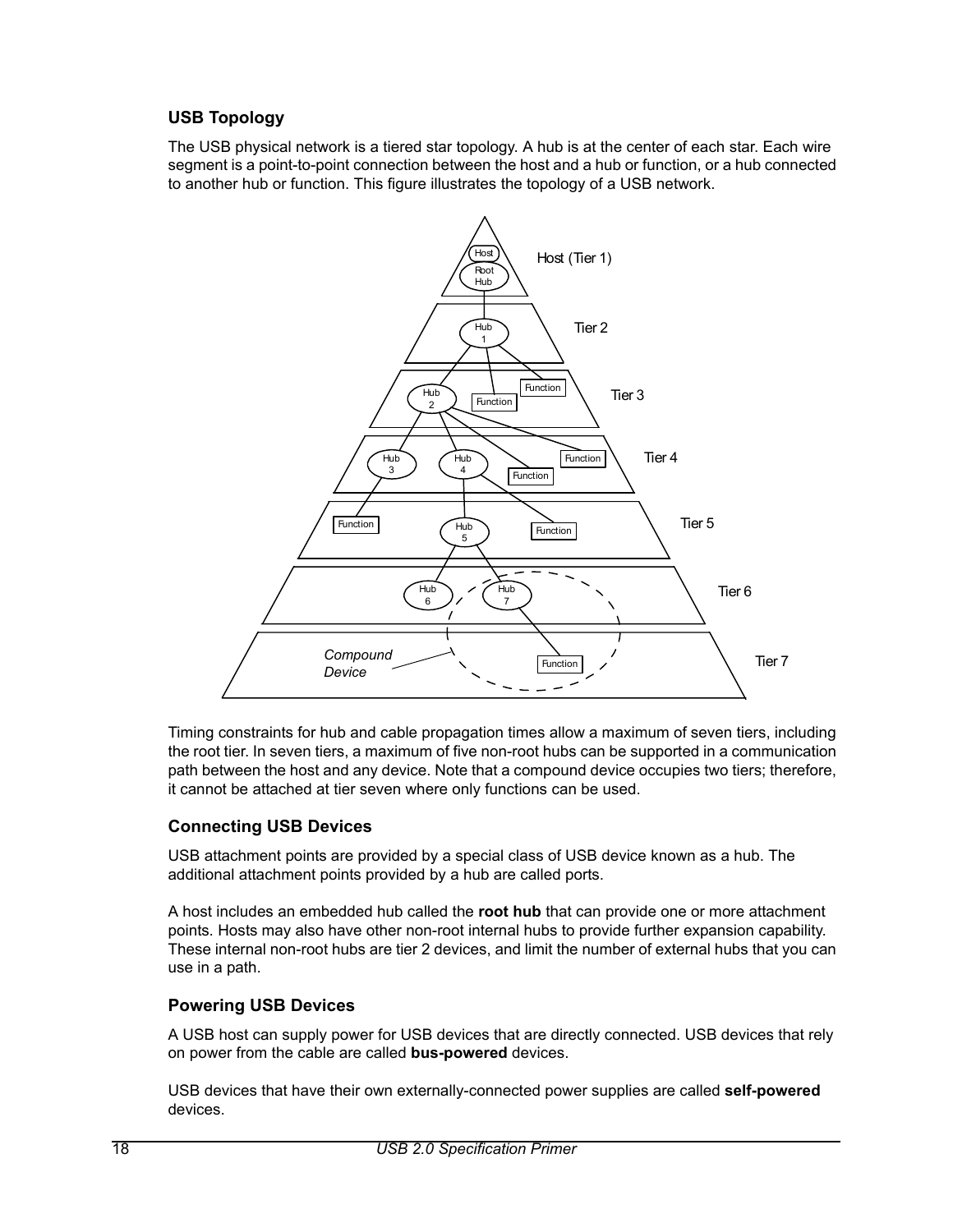### USB Topology

The USB physical network is a tiered star topology. A hub is at the center of each star. Each wire segment is a point-to-point connection between the host and a hub or function, or a hub connected to another hub or function. This figure illustrates the topology of a USB network.

Timing constraints for hub and cable propagation times allow a maximum of seven tiers, including the root tier. In seven tiers, a maximum of five non-root hubs can be supported in a communication path between the host and any device. Note that a compound device occupies two tiers; therefore, it cannot be attached at tier seven where only functions can be used.

### Connecting USB Devices

USB attachment points are provided by a special class of USB device known as a hub. The additional attachment points provided by a hub are called ports.

A host includes an embedded hub called the **root hub** that can provide one or more attachment points. Hosts may also have other non-root internal hubs to provide further expansion capability. These internal non-root hubs are tier 2 devices, and limit the number of external hubs that you can use in a path.

### Powering USB Devices

A USB host can supply power for USB devices that are directly connected. USB devices that rely on power from the cable are called **bus-powered** devices.

USB devices that have their own externally-connected power supplies are called **self-powered** devices.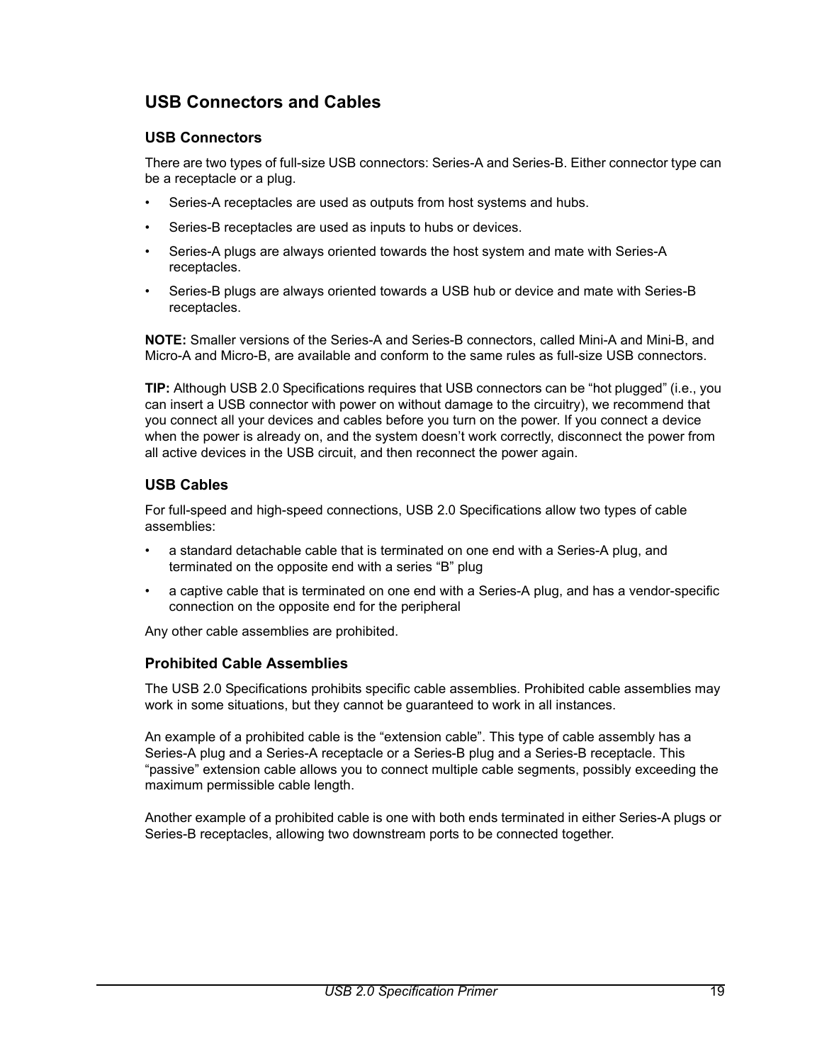## USB Connectors and Cables

### USB Connectors

There are two types of full-size USB connectors: Series-A and Series-B. Either connector type can be a receptacle or a plug.

- Series-A receptacles are used as outputs from host systems and hubs.
- Series-B receptacles are used as inputs to hubs or devices.
- Series-A plugs are always oriented towards the host system and mate with Series-A receptacles.
- Series-B plugs are always oriented towards a USB hub or device and mate with Series-B receptacles.

**NOTE:** Smaller versions of the Series-A and Series-B connectors, called Mini-A and Mini-B, and Micro-A and Micro-B, are available and conform to the same rules as full-size USB connectors.

**TIP:** Although USB 2.0 Specifications requires that USB connectors can be "hot plugged" (i.e., you can insert a USB connector with power on without damage to the circuitry), we recommend that you connect all your devices and cables before you turn on the power. If you connect a device when the power is already on, and the system doesn't work correctly, disconnect the power from all active devices in the USB circuit, and then reconnect the power again.

### USB Cables

For full-speed and high-speed connections, USB 2.0 Specifications allow two types of cable assemblies:

- a standard detachable cable that is terminated on one end with a Series-A plug, and terminated on the opposite end with a series "B" plug
- a captive cable that is terminated on one end with a Series-A plug, and has a vendor-specific connection on the opposite end for the peripheral

Any other cable assemblies are prohibited.

### Prohibited Cable Assemblies

The USB 2.0 Specifications prohibits specific cable assemblies. Prohibited cable assemblies may work in some situations, but they cannot be guaranteed to work in all instances.

An example of a prohibited cable is the "extension cable". This type of cable assembly has a Series-A plug and a Series-A receptacle or a Series-B plug and a Series-B receptacle. This "passive" extension cable allows you to connect multiple cable segments, possibly exceeding the maximum permissible cable length.

Another example of a prohibited cable is one with both ends terminated in either Series-A plugs or Series-B receptacles, allowing two downstream ports to be connected together.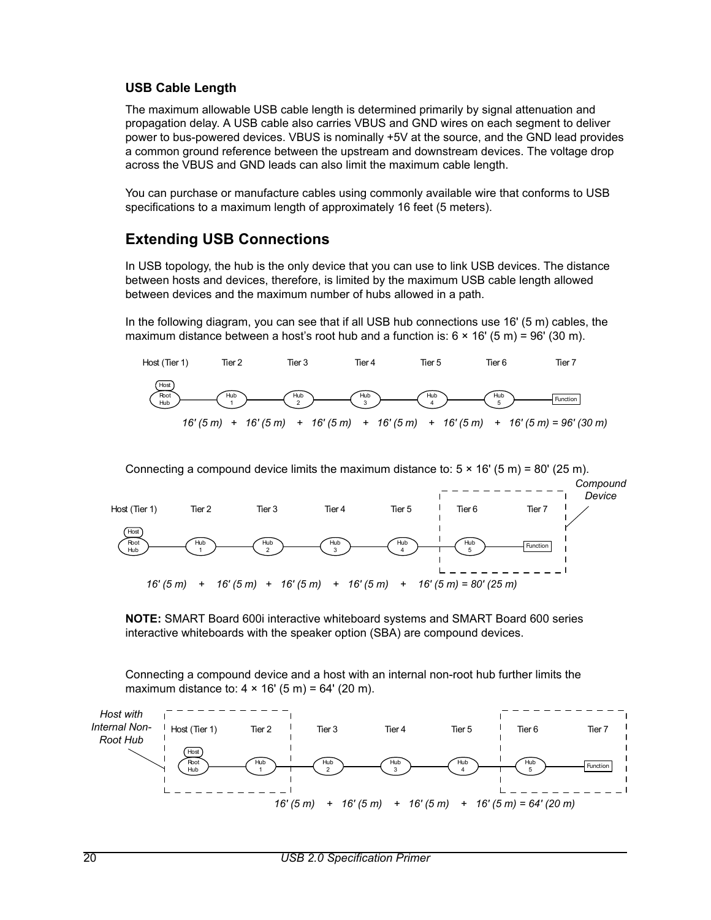### USB Cable Length

The maximum allowable USB cable length is determined primarily by signal attenuation and propagation delay. A USB cable also carries VBUS and GND wires on each segment to deliver power to bus-powered devices. VBUS is nominally +5V at the source, and the GND lead provides a common ground reference between the upstream and downstream devices. The voltage drop across the VBUS and GND leads can also limit the maximum cable length.

You can purchase or manufacture cables using commonly available wire that conforms to USB specifications to a maximum length of approximately 16 feet (5 meters).

## Extending USB Connections

In USB topology, the hub is the only device that you can use to link USB devices. The distance between hosts and devices, therefore, is limited by the maximum USB cable length allowed between devices and the maximum number of hubs allowed in a path.

In the following diagram, you can see that if all USB hub connections use 16' (5 m) cables, the maximum distance between a host's root hub and a function is: 6 × 16' (5 m) = 96' (30 m).

Host (Tier 1) Tier 2 Tier 3 Tier 4 Tier 5 Tier 6 Tier 7

Host Root Hub — Hub 1 — Hub 2 — Hub 3 — Hub 4 — Hub 5 — Function

*16' (5 m) + 16' (5 m) + 16' (5 m) + 16' (5 m) + 16' (5 m) + 16' (5 m) = 96' (30 m)*

Connecting a compound device limits the maximum distance to: 5 × 16' (5 m) = 80' (25 m).

*Compound Device*

Host (Tier 1) Tier 2 Tier 3 Tier 4 Tier 5 Tier 6 Tier 7

Host Root Hub — Hub 1 — Hub 2 — Hub 3 — Hub 4 — Hub 5 — Function

*16' (5 m) + 16' (5 m) + 16' (5 m) + 16' (5 m) + 16' (5 m) = 80' (25 m)*

**NOTE:** SMART Board 600i interactive whiteboard systems and SMART Board 600 series interactive whiteboards with the speaker option (SBA) are compound devices.

Connecting a compound device and a host with an internal non-root hub further limits the maximum distance to: 4 × 16' (5 m) = 64' (20 m).

*Host with Internal Non-Root Hub*

Host (Tier 1) Tier 2 Tier 3 Tier 4 Tier 5 Tier 6 Tier 7

Host Root Hub — Hub 1 — Hub 2 — Hub 3 — Hub 4 — Hub 5 — Function

*16' (5 m) + 16' (5 m) + 16' (5 m) + 16' (5 m) = 64' (20 m)*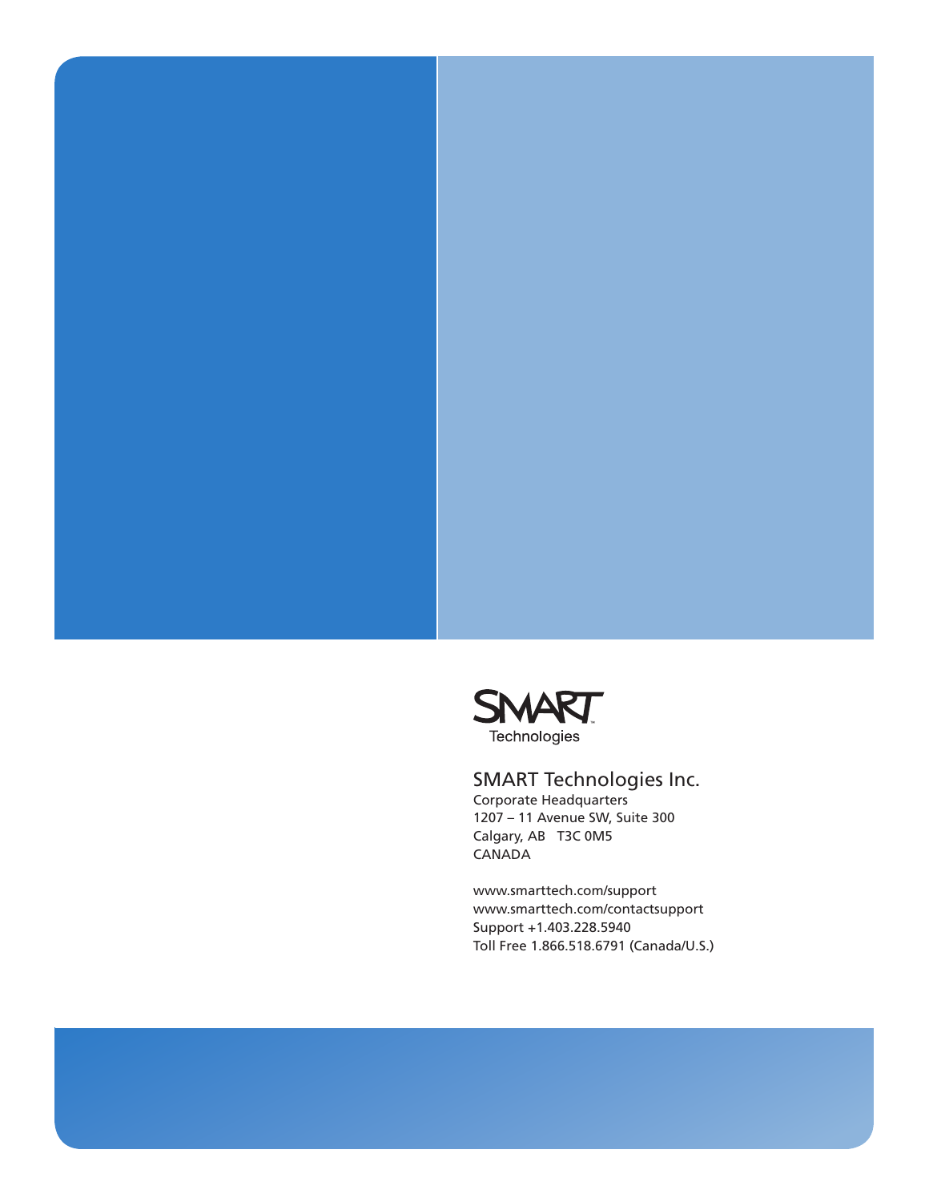SMART Technologies

SMART Technologies Inc.

Corporate Headquarters
1207 – 11 Avenue SW, Suite 300
Calgary, AB   T3C 0M5
CANADA

www.smarttech.com/support
www.smarttech.com/contactsupport
Support +1.403.228.5940
Toll Free 1.866.518.6791 (Canada/U.S.)